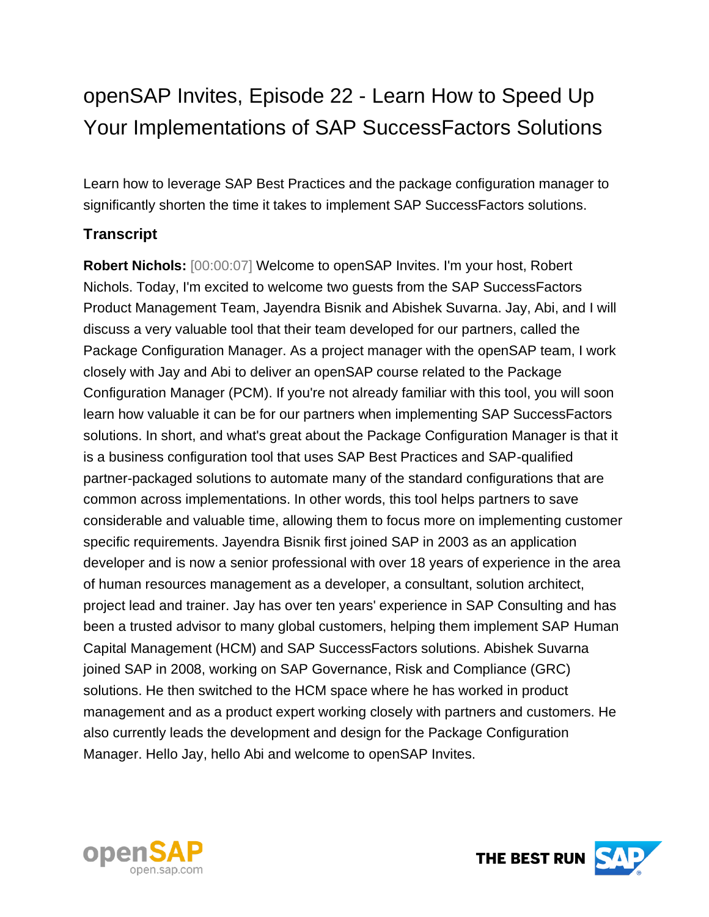# openSAP Invites, Episode 22 - Learn How to Speed Up Your Implementations of SAP SuccessFactors Solutions

Learn how to leverage SAP Best Practices and the package configuration manager to significantly shorten the time it takes to implement SAP SuccessFactors solutions.

### Transcript

**Robert Nichols:** [00:00:07] Welcome to openSAP Invites. I'm your host, Robert Nichols. Today, I'm excited to welcome two guests from the SAP SuccessFactors Product Management Team, Jayendra Bisnik and Abishek Suvarna. Jay, Abi, and I will discuss a very valuable tool that their team developed for our partners, called the Package Configuration Manager. As a project manager with the openSAP team, I work closely with Jay and Abi to deliver an openSAP course related to the Package Configuration Manager (PCM). If you're not already familiar with this tool, you will soon learn how valuable it can be for our partners when implementing SAP SuccessFactors solutions. In short, and what's great about the Package Configuration Manager is that it is a business configuration tool that uses SAP Best Practices and SAP-qualified partner-packaged solutions to automate many of the standard configurations that are common across implementations. In other words, this tool helps partners to save considerable and valuable time, allowing them to focus more on implementing customer specific requirements. Jayendra Bisnik first joined SAP in 2003 as an application developer and is now a senior professional with over 18 years of experience in the area of human resources management as a developer, a consultant, solution architect, project lead and trainer. Jay has over ten years' experience in SAP Consulting and has been a trusted advisor to many global customers, helping them implement SAP Human Capital Management (HCM) and SAP SuccessFactors solutions. Abishek Suvarna joined SAP in 2008, working on SAP Governance, Risk and Compliance (GRC) solutions. He then switched to the HCM space where he has worked in product management and as a product expert working closely with partners and customers. He also currently leads the development and design for the Package Configuration Manager. Hello Jay, hello Abi and welcome to openSAP Invites.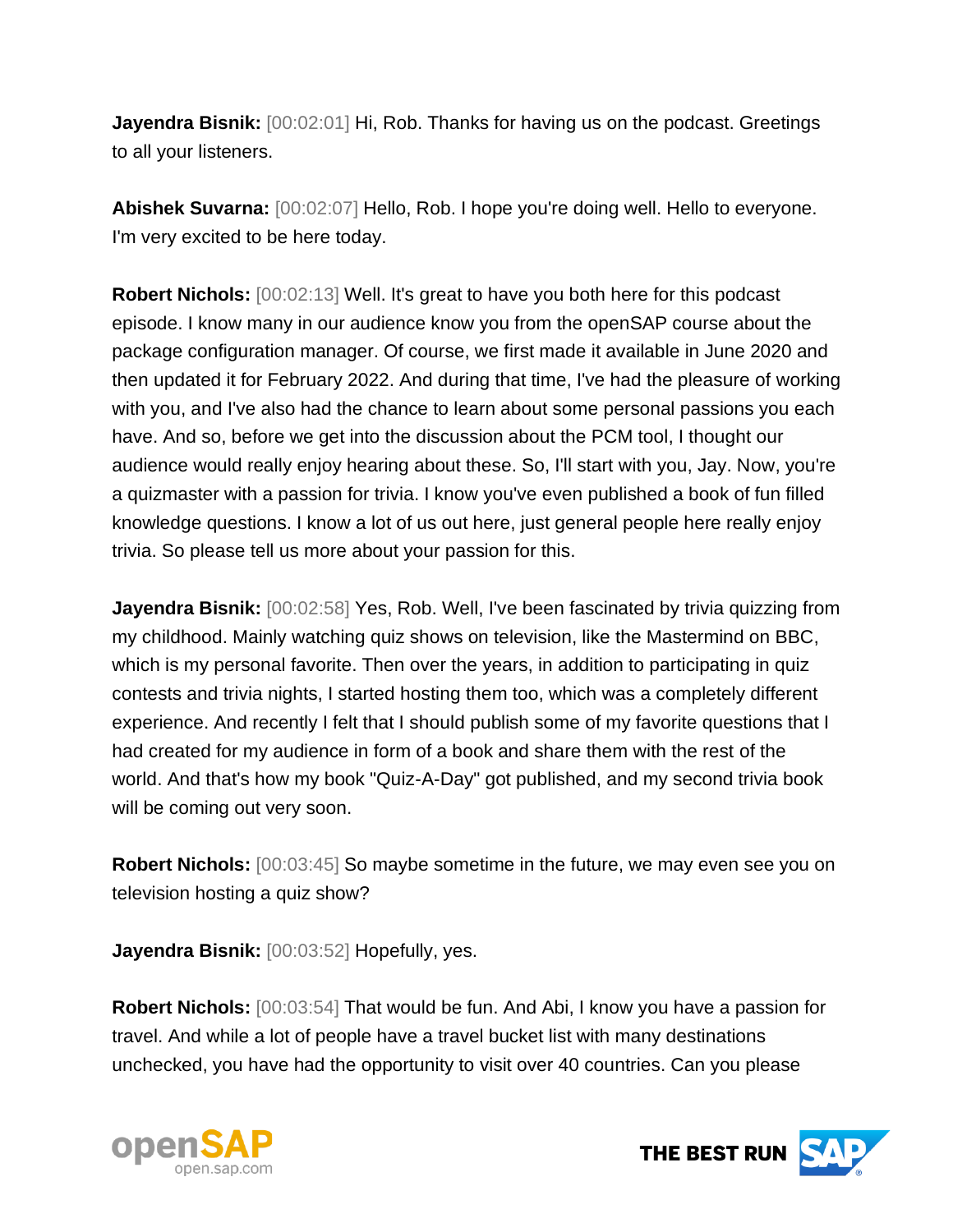**Jayendra Bisnik:** [00:02:01] Hi, Rob. Thanks for having us on the podcast. Greetings to all your listeners.

**Abishek Suvarna:** [00:02:07] Hello, Rob. I hope you're doing well. Hello to everyone. I'm very excited to be here today.

**Robert Nichols:** [00:02:13] Well. It's great to have you both here for this podcast episode. I know many in our audience know you from the openSAP course about the package configuration manager. Of course, we first made it available in June 2020 and then updated it for February 2022. And during that time, I've had the pleasure of working with you, and I've also had the chance to learn about some personal passions you each have. And so, before we get into the discussion about the PCM tool, I thought our audience would really enjoy hearing about these. So, I'll start with you, Jay. Now, you're a quizmaster with a passion for trivia. I know you've even published a book of fun filled knowledge questions. I know a lot of us out here, just general people here really enjoy trivia. So please tell us more about your passion for this.

**Jayendra Bisnik:** [00:02:58] Yes, Rob. Well, I've been fascinated by trivia quizzing from my childhood. Mainly watching quiz shows on television, like the Mastermind on BBC, which is my personal favorite. Then over the years, in addition to participating in quiz contests and trivia nights, I started hosting them too, which was a completely different experience. And recently I felt that I should publish some of my favorite questions that I had created for my audience in form of a book and share them with the rest of the world. And that's how my book "Quiz-A-Day" got published, and my second trivia book will be coming out very soon.

**Robert Nichols:** [00:03:45] So maybe sometime in the future, we may even see you on television hosting a quiz show?

**Jayendra Bisnik:** [00:03:52] Hopefully, yes.

**Robert Nichols:** [00:03:54] That would be fun. And Abi, I know you have a passion for travel. And while a lot of people have a travel bucket list with many destinations unchecked, you have had the opportunity to visit over 40 countries. Can you please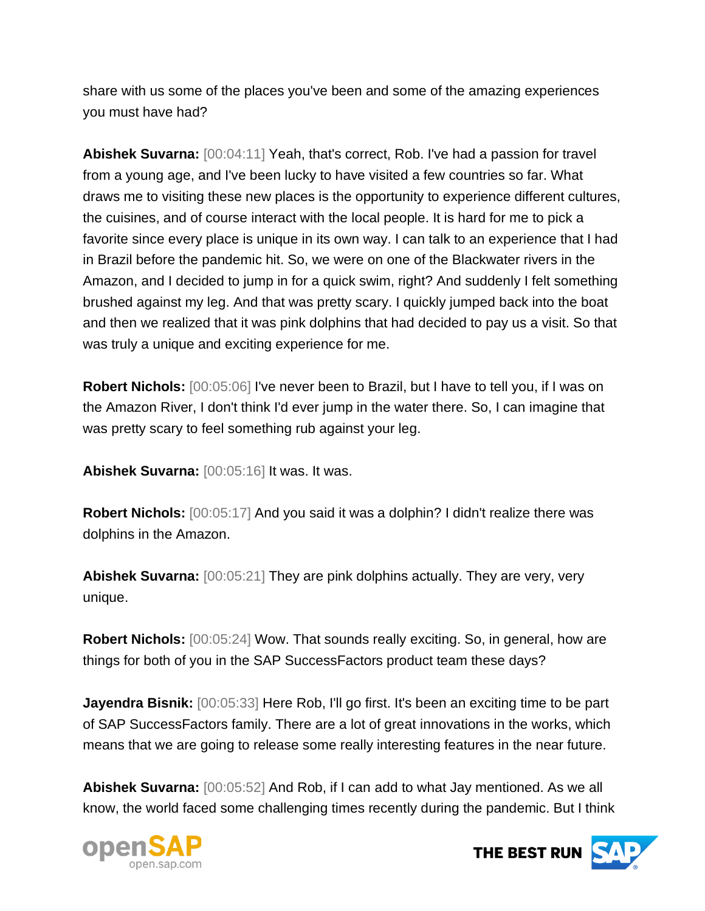share with us some of the places you've been and some of the amazing experiences you must have had?

**Abishek Suvarna:** [00:04:11] Yeah, that's correct, Rob. I've had a passion for travel from a young age, and I've been lucky to have visited a few countries so far. What draws me to visiting these new places is the opportunity to experience different cultures, the cuisines, and of course interact with the local people. It is hard for me to pick a favorite since every place is unique in its own way. I can talk to an experience that I had in Brazil before the pandemic hit. So, we were on one of the Blackwater rivers in the Amazon, and I decided to jump in for a quick swim, right? And suddenly I felt something brushed against my leg. And that was pretty scary. I quickly jumped back into the boat and then we realized that it was pink dolphins that had decided to pay us a visit. So that was truly a unique and exciting experience for me.

**Robert Nichols:** [00:05:06] I've never been to Brazil, but I have to tell you, if I was on the Amazon River, I don't think I'd ever jump in the water there. So, I can imagine that was pretty scary to feel something rub against your leg.

**Abishek Suvarna:** [00:05:16] It was. It was.

**Robert Nichols:** [00:05:17] And you said it was a dolphin? I didn't realize there was dolphins in the Amazon.

**Abishek Suvarna:** [00:05:21] They are pink dolphins actually. They are very, very unique.

**Robert Nichols:** [00:05:24] Wow. That sounds really exciting. So, in general, how are things for both of you in the SAP SuccessFactors product team these days?

**Jayendra Bisnik:** [00:05:33] Here Rob, I'll go first. It's been an exciting time to be part of SAP SuccessFactors family. There are a lot of great innovations in the works, which means that we are going to release some really interesting features in the near future.

**Abishek Suvarna:** [00:05:52] And Rob, if I can add to what Jay mentioned. As we all know, the world faced some challenging times recently during the pandemic. But I think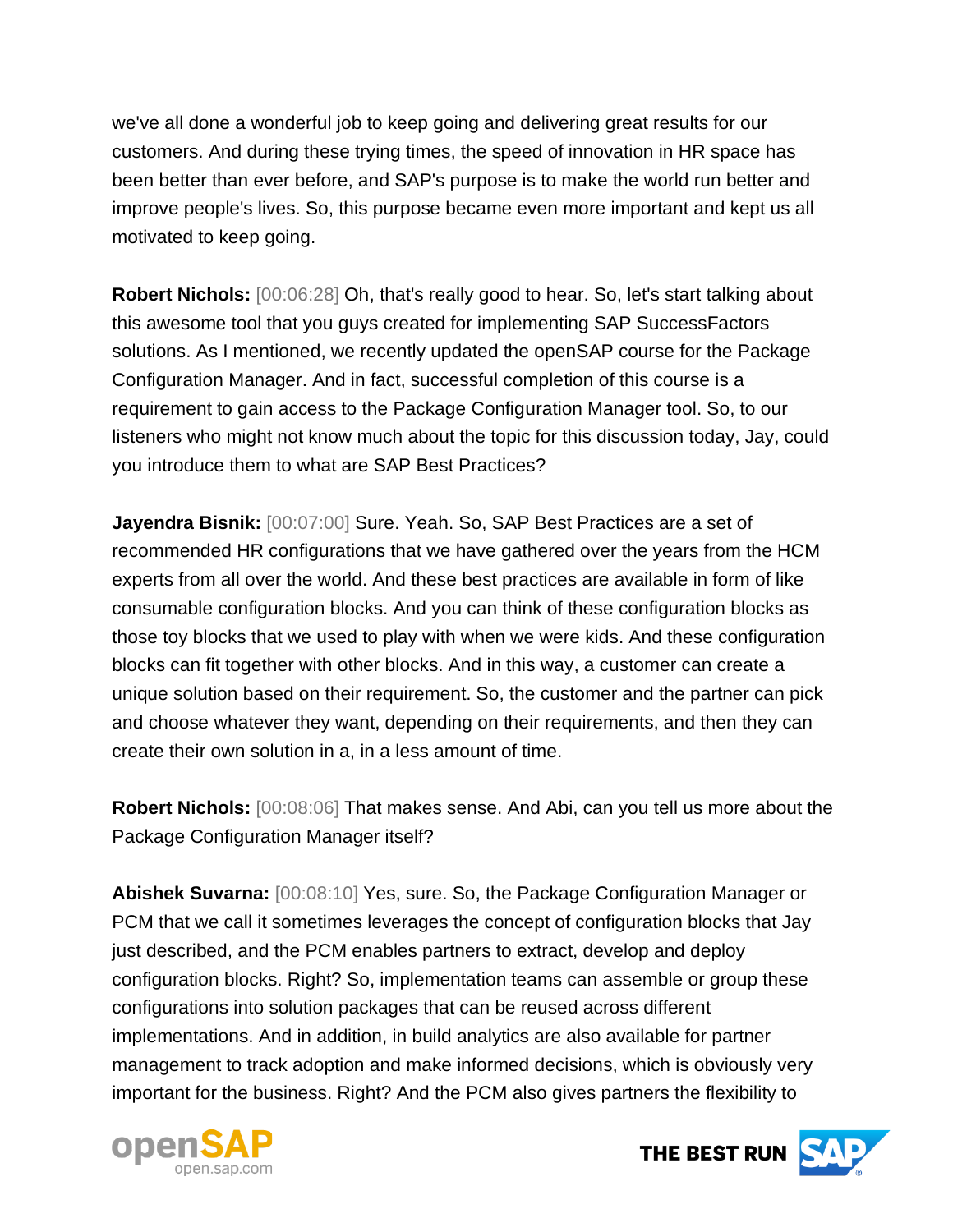we've all done a wonderful job to keep going and delivering great results for our customers. And during these trying times, the speed of innovation in HR space has been better than ever before, and SAP's purpose is to make the world run better and improve people's lives. So, this purpose became even more important and kept us all motivated to keep going.

**Robert Nichols:** [00:06:28] Oh, that's really good to hear. So, let's start talking about this awesome tool that you guys created for implementing SAP SuccessFactors solutions. As I mentioned, we recently updated the openSAP course for the Package Configuration Manager. And in fact, successful completion of this course is a requirement to gain access to the Package Configuration Manager tool. So, to our listeners who might not know much about the topic for this discussion today, Jay, could you introduce them to what are SAP Best Practices?

**Jayendra Bisnik:** [00:07:00] Sure. Yeah. So, SAP Best Practices are a set of recommended HR configurations that we have gathered over the years from the HCM experts from all over the world. And these best practices are available in form of like consumable configuration blocks. And you can think of these configuration blocks as those toy blocks that we used to play with when we were kids. And these configuration blocks can fit together with other blocks. And in this way, a customer can create a unique solution based on their requirement. So, the customer and the partner can pick and choose whatever they want, depending on their requirements, and then they can create their own solution in a, in a less amount of time.

**Robert Nichols:** [00:08:06] That makes sense. And Abi, can you tell us more about the Package Configuration Manager itself?

**Abishek Suvarna:** [00:08:10] Yes, sure. So, the Package Configuration Manager or PCM that we call it sometimes leverages the concept of configuration blocks that Jay just described, and the PCM enables partners to extract, develop and deploy configuration blocks. Right? So, implementation teams can assemble or group these configurations into solution packages that can be reused across different implementations. And in addition, in build analytics are also available for partner management to track adoption and make informed decisions, which is obviously very important for the business. Right? And the PCM also gives partners the flexibility to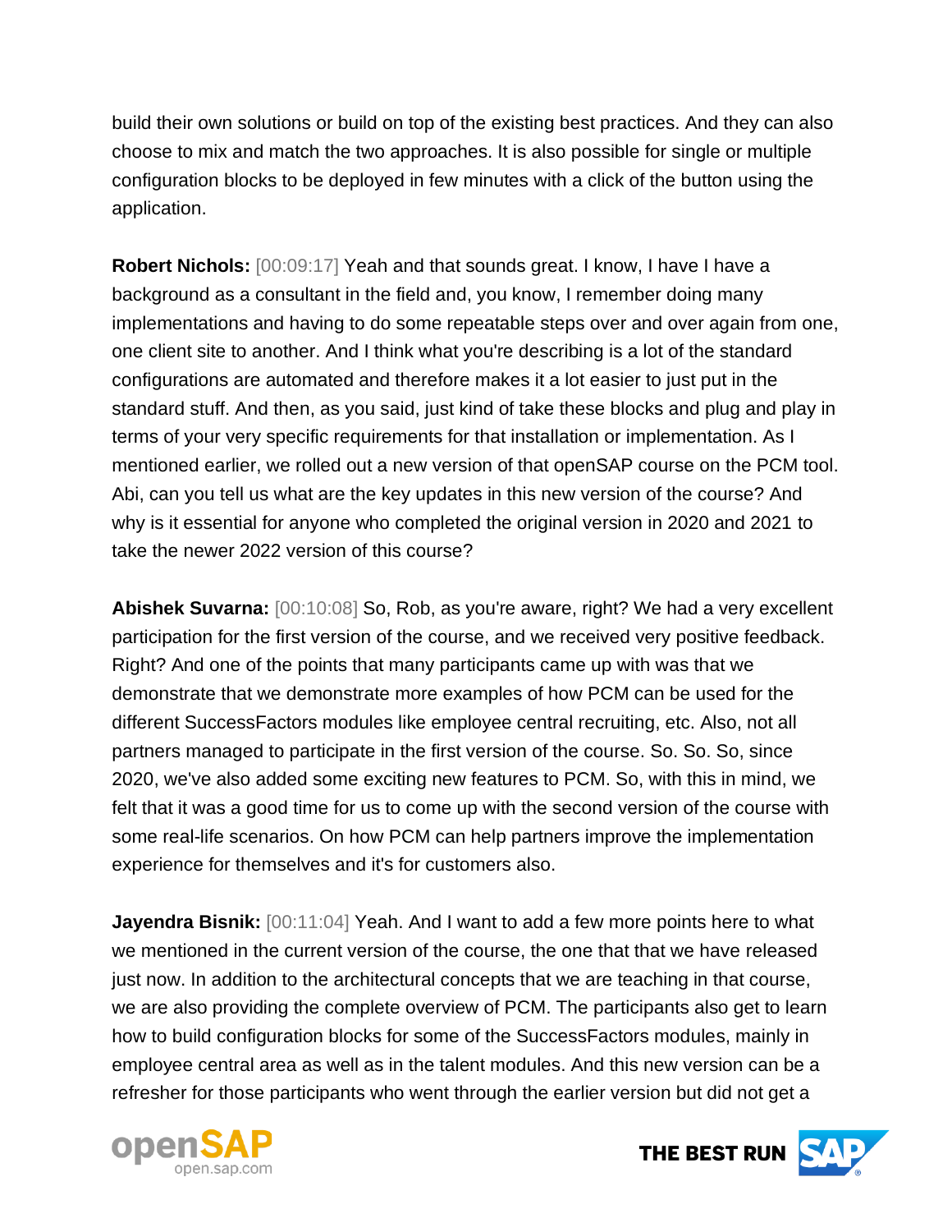build their own solutions or build on top of the existing best practices. And they can also choose to mix and match the two approaches. It is also possible for single or multiple configuration blocks to be deployed in few minutes with a click of the button using the application.

**Robert Nichols:** [00:09:17] Yeah and that sounds great. I know, I have I have a background as a consultant in the field and, you know, I remember doing many implementations and having to do some repeatable steps over and over again from one, one client site to another. And I think what you're describing is a lot of the standard configurations are automated and therefore makes it a lot easier to just put in the standard stuff. And then, as you said, just kind of take these blocks and plug and play in terms of your very specific requirements for that installation or implementation. As I mentioned earlier, we rolled out a new version of that openSAP course on the PCM tool. Abi, can you tell us what are the key updates in this new version of the course? And why is it essential for anyone who completed the original version in 2020 and 2021 to take the newer 2022 version of this course?

**Abishek Suvarna:** [00:10:08] So, Rob, as you're aware, right? We had a very excellent participation for the first version of the course, and we received very positive feedback. Right? And one of the points that many participants came up with was that we demonstrate that we demonstrate more examples of how PCM can be used for the different SuccessFactors modules like employee central recruiting, etc. Also, not all partners managed to participate in the first version of the course. So. So. So, since 2020, we've also added some exciting new features to PCM. So, with this in mind, we felt that it was a good time for us to come up with the second version of the course with some real-life scenarios. On how PCM can help partners improve the implementation experience for themselves and it's for customers also.

**Jayendra Bisnik:** [00:11:04] Yeah. And I want to add a few more points here to what we mentioned in the current version of the course, the one that that we have released just now. In addition to the architectural concepts that we are teaching in that course, we are also providing the complete overview of PCM. The participants also get to learn how to build configuration blocks for some of the SuccessFactors modules, mainly in employee central area as well as in the talent modules. And this new version can be a refresher for those participants who went through the earlier version but did not get a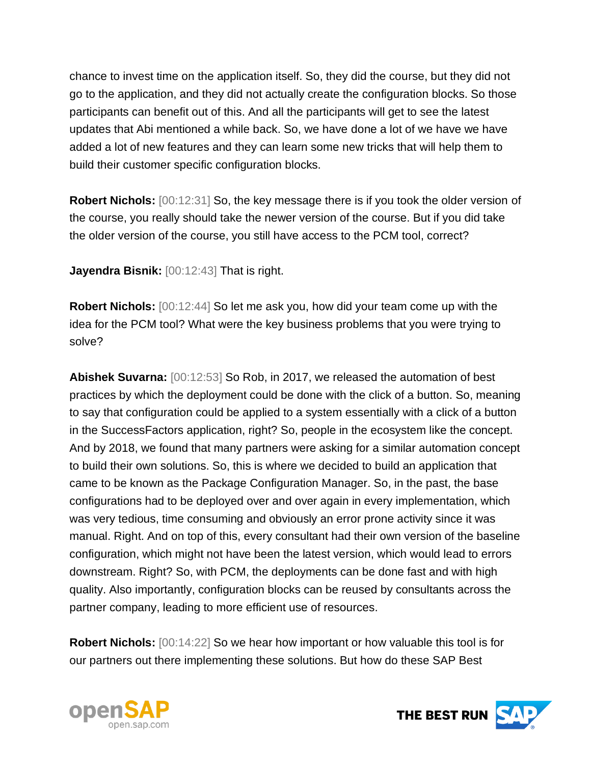chance to invest time on the application itself. So, they did the course, but they did not go to the application, and they did not actually create the configuration blocks. So those participants can benefit out of this. And all the participants will get to see the latest updates that Abi mentioned a while back. So, we have done a lot of we have we have added a lot of new features and they can learn some new tricks that will help them to build their customer specific configuration blocks.

**Robert Nichols:** [00:12:31] So, the key message there is if you took the older version of the course, you really should take the newer version of the course. But if you did take the older version of the course, you still have access to the PCM tool, correct?

**Jayendra Bisnik:** [00:12:43] That is right.

**Robert Nichols:** [00:12:44] So let me ask you, how did your team come up with the idea for the PCM tool? What were the key business problems that you were trying to solve?

**Abishek Suvarna:** [00:12:53] So Rob, in 2017, we released the automation of best practices by which the deployment could be done with the click of a button. So, meaning to say that configuration could be applied to a system essentially with a click of a button in the SuccessFactors application, right? So, people in the ecosystem like the concept. And by 2018, we found that many partners were asking for a similar automation concept to build their own solutions. So, this is where we decided to build an application that came to be known as the Package Configuration Manager. So, in the past, the base configurations had to be deployed over and over again in every implementation, which was very tedious, time consuming and obviously an error prone activity since it was manual. Right. And on top of this, every consultant had their own version of the baseline configuration, which might not have been the latest version, which would lead to errors downstream. Right? So, with PCM, the deployments can be done fast and with high quality. Also importantly, configuration blocks can be reused by consultants across the partner company, leading to more efficient use of resources.

**Robert Nichols:** [00:14:22] So we hear how important or how valuable this tool is for our partners out there implementing these solutions. But how do these SAP Best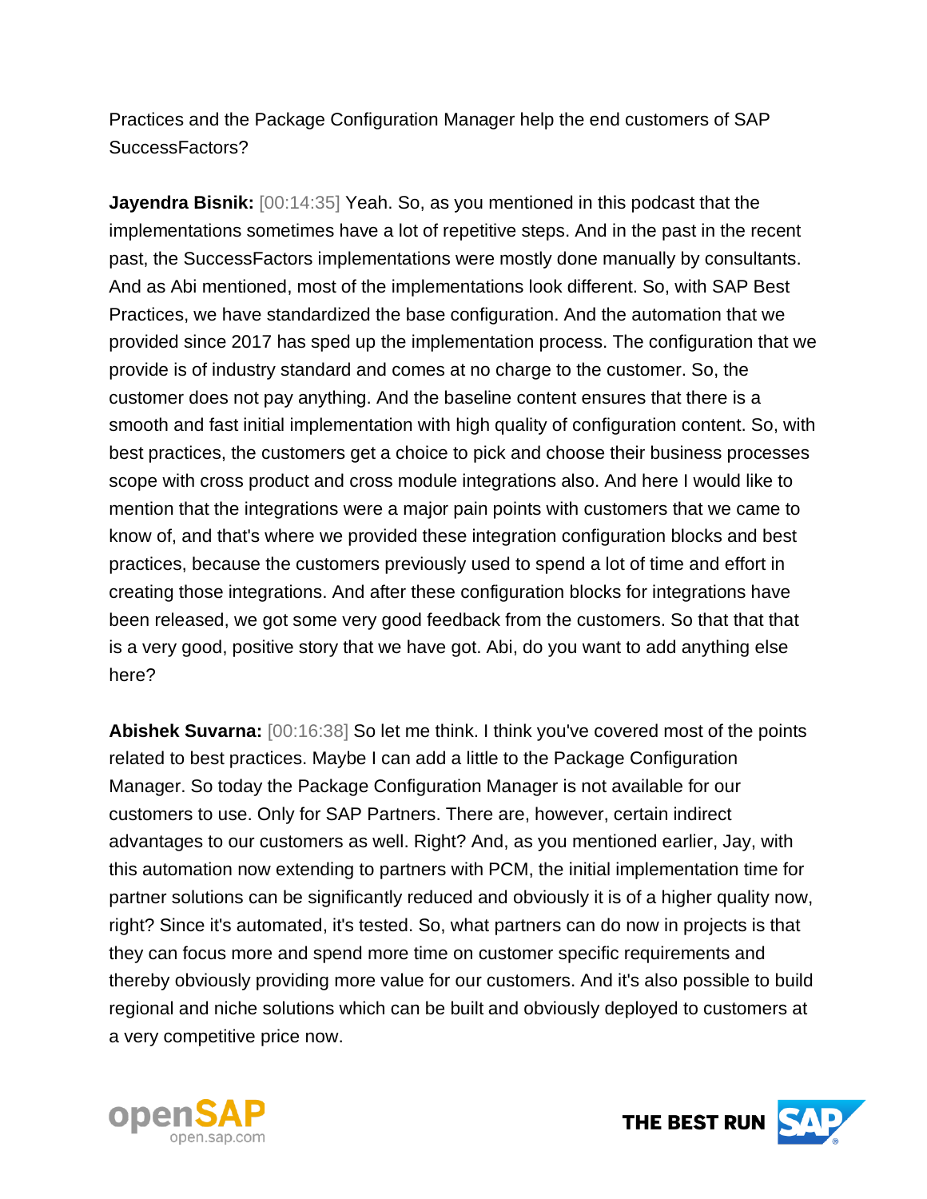Practices and the Package Configuration Manager help the end customers of SAP SuccessFactors?

**Jayendra Bisnik:** [00:14:35] Yeah. So, as you mentioned in this podcast that the implementations sometimes have a lot of repetitive steps. And in the past in the recent past, the SuccessFactors implementations were mostly done manually by consultants. And as Abi mentioned, most of the implementations look different. So, with SAP Best Practices, we have standardized the base configuration. And the automation that we provided since 2017 has sped up the implementation process. The configuration that we provide is of industry standard and comes at no charge to the customer. So, the customer does not pay anything. And the baseline content ensures that there is a smooth and fast initial implementation with high quality of configuration content. So, with best practices, the customers get a choice to pick and choose their business processes scope with cross product and cross module integrations also. And here I would like to mention that the integrations were a major pain points with customers that we came to know of, and that's where we provided these integration configuration blocks and best practices, because the customers previously used to spend a lot of time and effort in creating those integrations. And after these configuration blocks for integrations have been released, we got some very good feedback from the customers. So that that that is a very good, positive story that we have got. Abi, do you want to add anything else here?

**Abishek Suvarna:** [00:16:38] So let me think. I think you've covered most of the points related to best practices. Maybe I can add a little to the Package Configuration Manager. So today the Package Configuration Manager is not available for our customers to use. Only for SAP Partners. There are, however, certain indirect advantages to our customers as well. Right? And, as you mentioned earlier, Jay, with this automation now extending to partners with PCM, the initial implementation time for partner solutions can be significantly reduced and obviously it is of a higher quality now, right? Since it's automated, it's tested. So, what partners can do now in projects is that they can focus more and spend more time on customer specific requirements and thereby obviously providing more value for our customers. And it's also possible to build regional and niche solutions which can be built and obviously deployed to customers at a very competitive price now.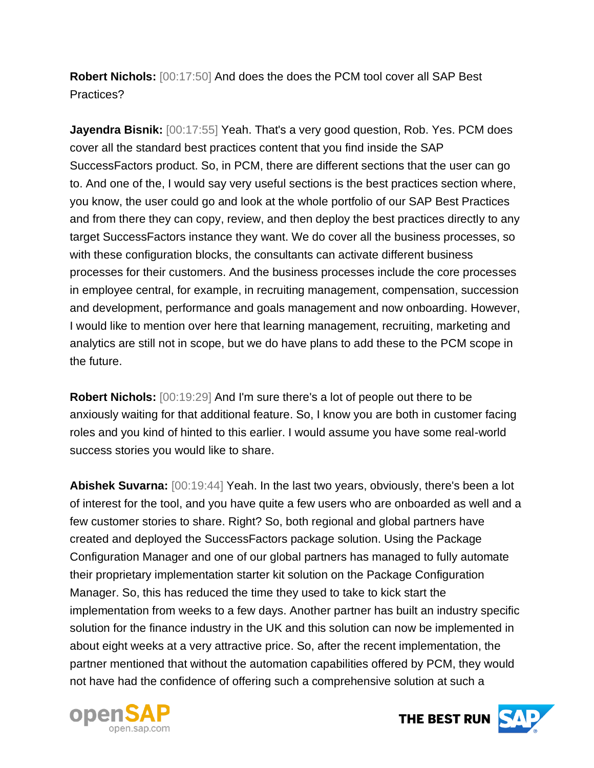**Robert Nichols:** [00:17:50] And does the does the PCM tool cover all SAP Best Practices?

**Jayendra Bisnik:** [00:17:55] Yeah. That's a very good question, Rob. Yes. PCM does cover all the standard best practices content that you find inside the SAP SuccessFactors product. So, in PCM, there are different sections that the user can go to. And one of the, I would say very useful sections is the best practices section where, you know, the user could go and look at the whole portfolio of our SAP Best Practices and from there they can copy, review, and then deploy the best practices directly to any target SuccessFactors instance they want. We do cover all the business processes, so with these configuration blocks, the consultants can activate different business processes for their customers. And the business processes include the core processes in employee central, for example, in recruiting management, compensation, succession and development, performance and goals management and now onboarding. However, I would like to mention over here that learning management, recruiting, marketing and analytics are still not in scope, but we do have plans to add these to the PCM scope in the future.

**Robert Nichols:** [00:19:29] And I'm sure there's a lot of people out there to be anxiously waiting for that additional feature. So, I know you are both in customer facing roles and you kind of hinted to this earlier. I would assume you have some real-world success stories you would like to share.

**Abishek Suvarna:** [00:19:44] Yeah. In the last two years, obviously, there's been a lot of interest for the tool, and you have quite a few users who are onboarded as well and a few customer stories to share. Right? So, both regional and global partners have created and deployed the SuccessFactors package solution. Using the Package Configuration Manager and one of our global partners has managed to fully automate their proprietary implementation starter kit solution on the Package Configuration Manager. So, this has reduced the time they used to take to kick start the implementation from weeks to a few days. Another partner has built an industry specific solution for the finance industry in the UK and this solution can now be implemented in about eight weeks at a very attractive price. So, after the recent implementation, the partner mentioned that without the automation capabilities offered by PCM, they would not have had the confidence of offering such a comprehensive solution at such a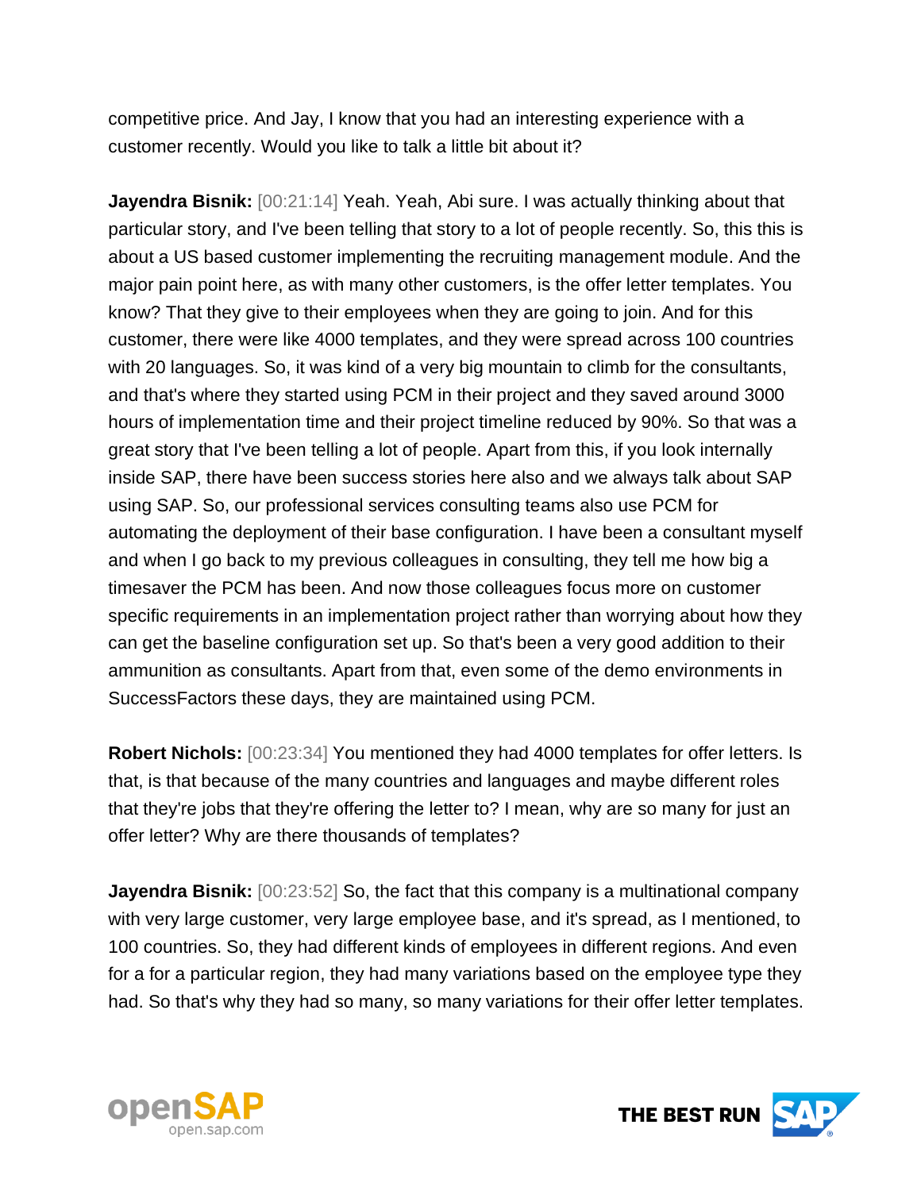competitive price. And Jay, I know that you had an interesting experience with a customer recently. Would you like to talk a little bit about it?

**Jayendra Bisnik:** [00:21:14] Yeah. Yeah, Abi sure. I was actually thinking about that particular story, and I've been telling that story to a lot of people recently. So, this this is about a US based customer implementing the recruiting management module. And the major pain point here, as with many other customers, is the offer letter templates. You know? That they give to their employees when they are going to join. And for this customer, there were like 4000 templates, and they were spread across 100 countries with 20 languages. So, it was kind of a very big mountain to climb for the consultants, and that's where they started using PCM in their project and they saved around 3000 hours of implementation time and their project timeline reduced by 90%. So that was a great story that I've been telling a lot of people. Apart from this, if you look internally inside SAP, there have been success stories here also and we always talk about SAP using SAP. So, our professional services consulting teams also use PCM for automating the deployment of their base configuration. I have been a consultant myself and when I go back to my previous colleagues in consulting, they tell me how big a timesaver the PCM has been. And now those colleagues focus more on customer specific requirements in an implementation project rather than worrying about how they can get the baseline configuration set up. So that's been a very good addition to their ammunition as consultants. Apart from that, even some of the demo environments in SuccessFactors these days, they are maintained using PCM.

**Robert Nichols:** [00:23:34] You mentioned they had 4000 templates for offer letters. Is that, is that because of the many countries and languages and maybe different roles that they're jobs that they're offering the letter to? I mean, why are so many for just an offer letter? Why are there thousands of templates?

**Jayendra Bisnik:** [00:23:52] So, the fact that this company is a multinational company with very large customer, very large employee base, and it's spread, as I mentioned, to 100 countries. So, they had different kinds of employees in different regions. And even for a for a particular region, they had many variations based on the employee type they had. So that's why they had so many, so many variations for their offer letter templates.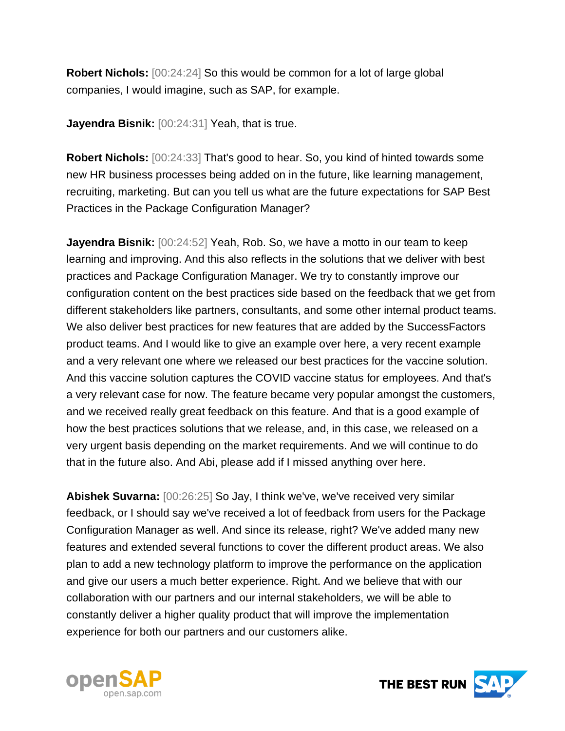**Robert Nichols:** [00:24:24] So this would be common for a lot of large global companies, I would imagine, such as SAP, for example.

**Jayendra Bisnik:** [00:24:31] Yeah, that is true.

**Robert Nichols:** [00:24:33] That's good to hear. So, you kind of hinted towards some new HR business processes being added on in the future, like learning management, recruiting, marketing. But can you tell us what are the future expectations for SAP Best Practices in the Package Configuration Manager?

**Jayendra Bisnik:** [00:24:52] Yeah, Rob. So, we have a motto in our team to keep learning and improving. And this also reflects in the solutions that we deliver with best practices and Package Configuration Manager. We try to constantly improve our configuration content on the best practices side based on the feedback that we get from different stakeholders like partners, consultants, and some other internal product teams. We also deliver best practices for new features that are added by the SuccessFactors product teams. And I would like to give an example over here, a very recent example and a very relevant one where we released our best practices for the vaccine solution. And this vaccine solution captures the COVID vaccine status for employees. And that's a very relevant case for now. The feature became very popular amongst the customers, and we received really great feedback on this feature. And that is a good example of how the best practices solutions that we release, and, in this case, we released on a very urgent basis depending on the market requirements. And we will continue to do that in the future also. And Abi, please add if I missed anything over here.

**Abishek Suvarna:** [00:26:25] So Jay, I think we've, we've received very similar feedback, or I should say we've received a lot of feedback from users for the Package Configuration Manager as well. And since its release, right? We've added many new features and extended several functions to cover the different product areas. We also plan to add a new technology platform to improve the performance on the application and give our users a much better experience. Right. And we believe that with our collaboration with our partners and our internal stakeholders, we will be able to constantly deliver a higher quality product that will improve the implementation experience for both our partners and our customers alike.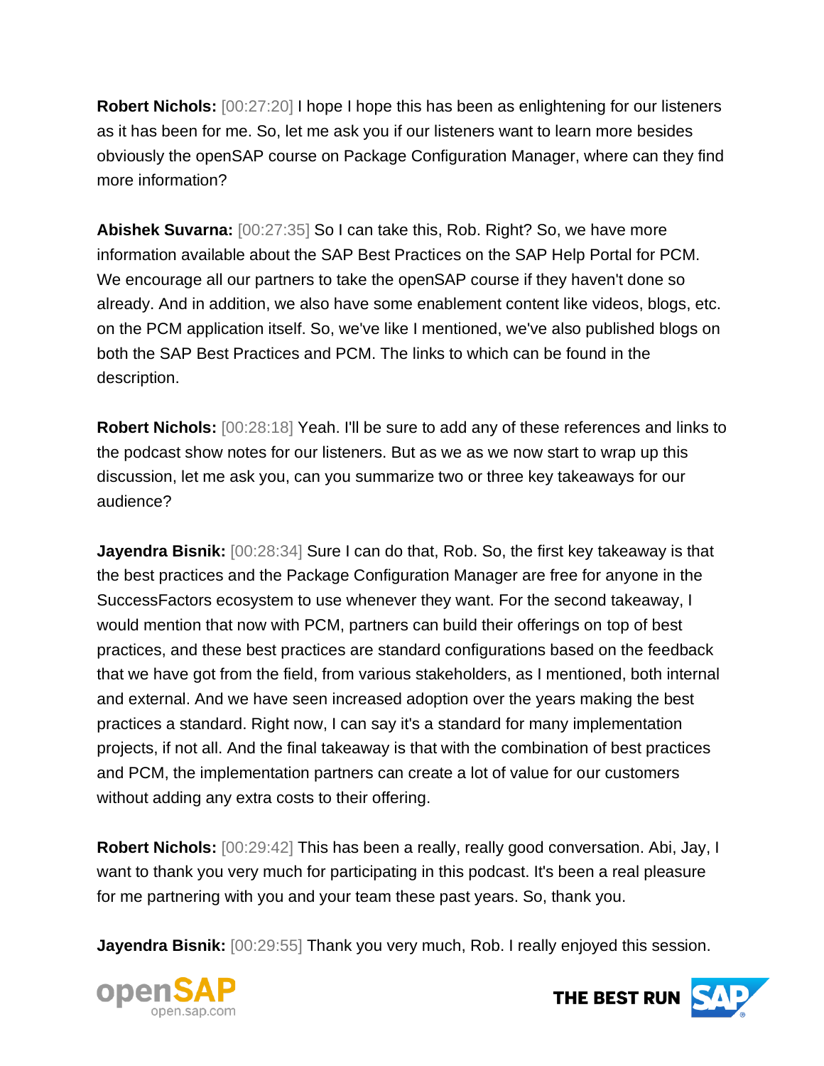**Robert Nichols:** [00:27:20] I hope I hope this has been as enlightening for our listeners as it has been for me. So, let me ask you if our listeners want to learn more besides obviously the openSAP course on Package Configuration Manager, where can they find more information?

**Abishek Suvarna:** [00:27:35] So I can take this, Rob. Right? So, we have more information available about the SAP Best Practices on the SAP Help Portal for PCM. We encourage all our partners to take the openSAP course if they haven't done so already. And in addition, we also have some enablement content like videos, blogs, etc. on the PCM application itself. So, we've like I mentioned, we've also published blogs on both the SAP Best Practices and PCM. The links to which can be found in the description.

**Robert Nichols:** [00:28:18] Yeah. I'll be sure to add any of these references and links to the podcast show notes for our listeners. But as we as we now start to wrap up this discussion, let me ask you, can you summarize two or three key takeaways for our audience?

**Jayendra Bisnik:** [00:28:34] Sure I can do that, Rob. So, the first key takeaway is that the best practices and the Package Configuration Manager are free for anyone in the SuccessFactors ecosystem to use whenever they want. For the second takeaway, I would mention that now with PCM, partners can build their offerings on top of best practices, and these best practices are standard configurations based on the feedback that we have got from the field, from various stakeholders, as I mentioned, both internal and external. And we have seen increased adoption over the years making the best practices a standard. Right now, I can say it's a standard for many implementation projects, if not all. And the final takeaway is that with the combination of best practices and PCM, the implementation partners can create a lot of value for our customers without adding any extra costs to their offering.

**Robert Nichols:** [00:29:42] This has been a really, really good conversation. Abi, Jay, I want to thank you very much for participating in this podcast. It's been a real pleasure for me partnering with you and your team these past years. So, thank you.

**Jayendra Bisnik:** [00:29:55] Thank you very much, Rob. I really enjoyed this session.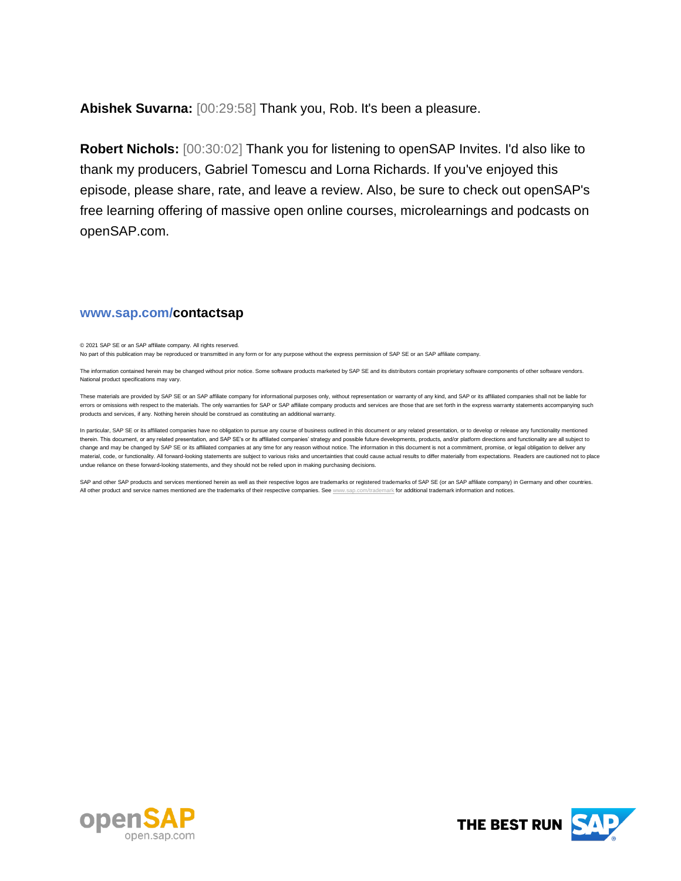**Abishek Suvarna:** [00:29:58] Thank you, Rob. It's been a pleasure.

**Robert Nichols:** [00:30:02] Thank you for listening to openSAP Invites. I'd also like to thank my producers, Gabriel Tomescu and Lorna Richards. If you've enjoyed this episode, please share, rate, and leave a review. Also, be sure to check out openSAP's free learning offering of massive open online courses, microlearnings and podcasts on openSAP.com.

**www.sap.com/contactsap**

© 2021 SAP SE or an SAP affiliate company. All rights reserved.
No part of this publication may be reproduced or transmitted in any form or for any purpose without the express permission of SAP SE or an SAP affiliate company.

The information contained herein may be changed without prior notice. Some software products marketed by SAP SE and its distributors contain proprietary software components of other software vendors. National product specifications may vary.

These materials are provided by SAP SE or an SAP affiliate company for informational purposes only, without representation or warranty of any kind, and SAP or its affiliated companies shall not be liable for errors or omissions with respect to the materials. The only warranties for SAP or SAP affiliate company products and services are those that are set forth in the express warranty statements accompanying such products and services, if any. Nothing herein should be construed as constituting an additional warranty.

In particular, SAP SE or its affiliated companies have no obligation to pursue any course of business outlined in this document or any related presentation, or to develop or release any functionality mentioned therein. This document, or any related presentation, and SAP SE's or its affiliated companies' strategy and possible future developments, products, and/or platform directions and functionality are all subject to change and may be changed by SAP SE or its affiliated companies at any time for any reason without notice. The information in this document is not a commitment, promise, or legal obligation to deliver any material, code, or functionality. All forward-looking statements are subject to various risks and uncertainties that could cause actual results to differ materially from expectations. Readers are cautioned not to place undue reliance on these forward-looking statements, and they should not be relied upon in making purchasing decisions.

SAP and other SAP products and services mentioned herein as well as their respective logos are trademarks or registered trademarks of SAP SE (or an SAP affiliate company) in Germany and other countries. All other product and service names mentioned are the trademarks of their respective companies. See www.sap.com/trademark for additional trademark information and notices.

openSAP open.sap.com

THE BEST RUN SAP